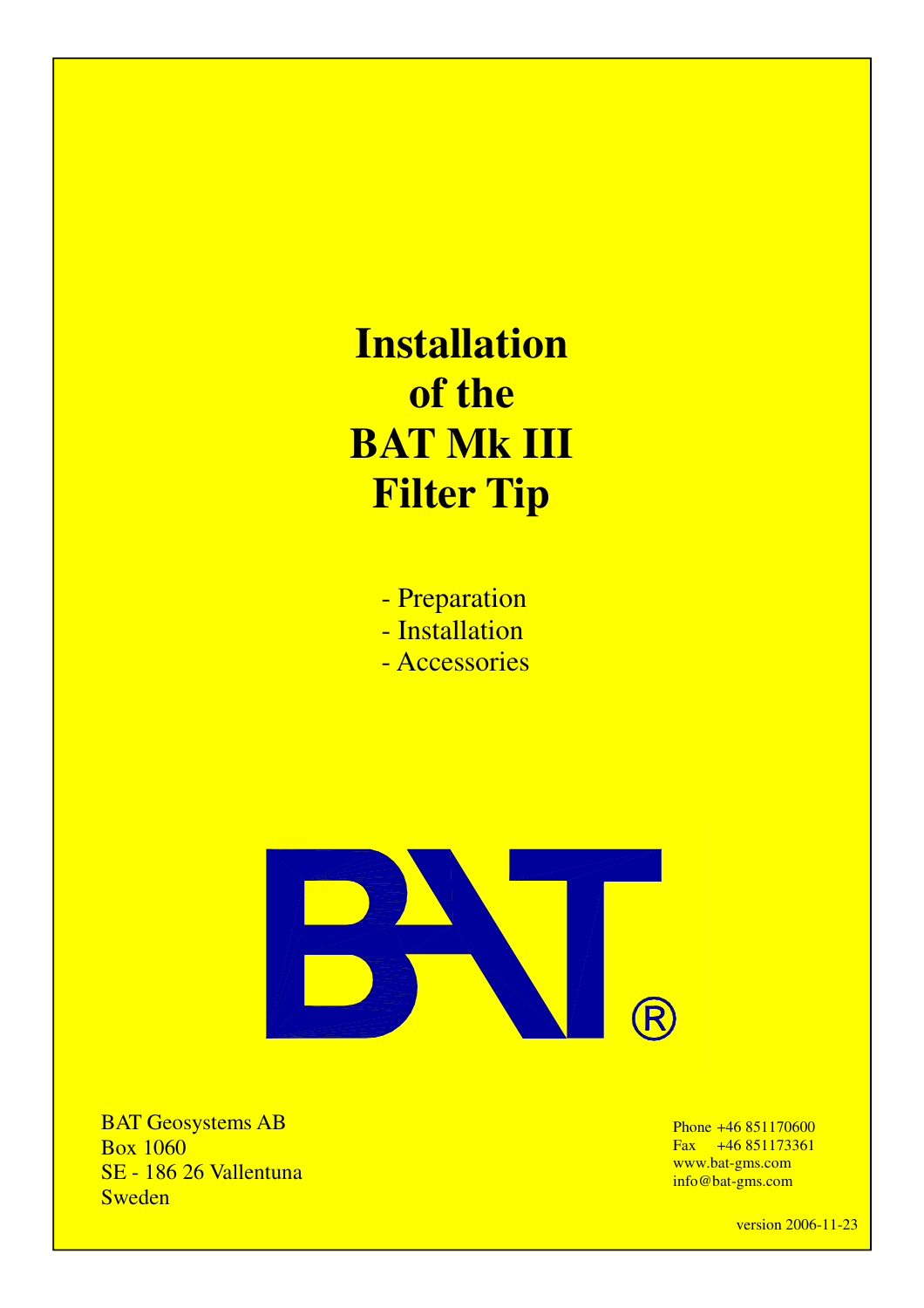# Installation of the BAT Mk III Filter Tip

- Preparation
- Installation
- Accessories

BAT®

BAT Geosystems AB
Box 1060
SE - 186 26 Vallentuna
Sweden

Phone +46 851170600
Fax +46 851173361
www.bat-gms.com
info@bat-gms.com

version 2006-11-23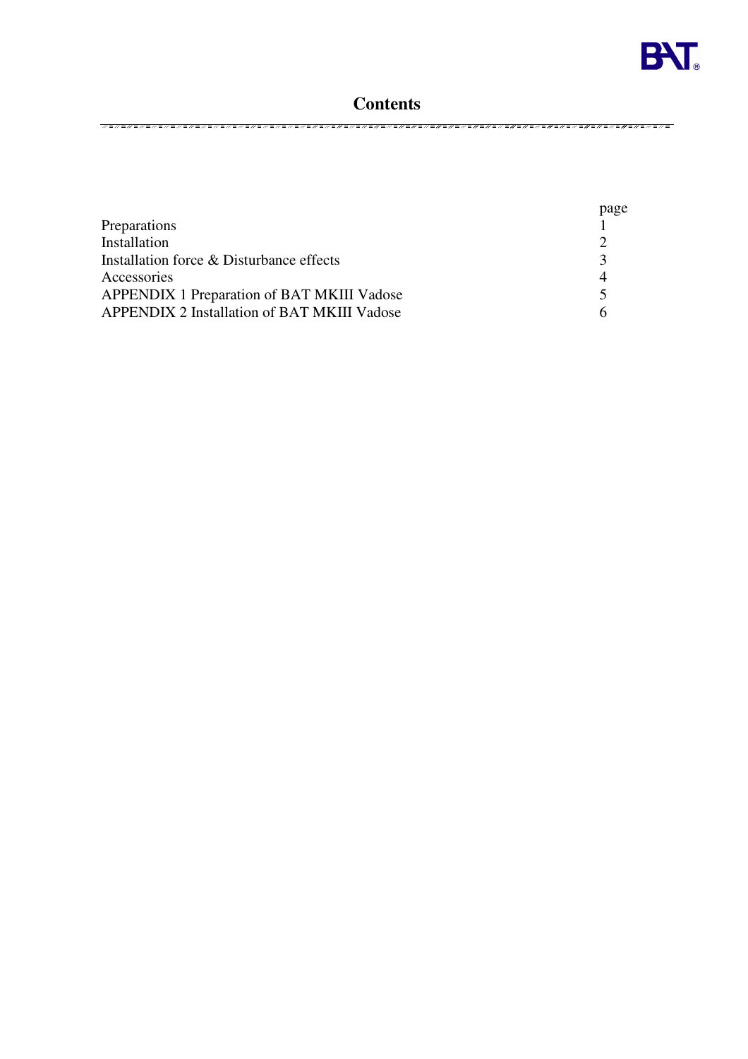# Contents

| | page |
|---|---|
| Preparations | 1 |
| Installation | 2 |
| Installation force & Disturbance effects | 3 |
| Accessories | 4 |
| APPENDIX 1 Preparation of BAT MKIII Vadose | 5 |
| APPENDIX 2 Installation of BAT MKIII Vadose | 6 |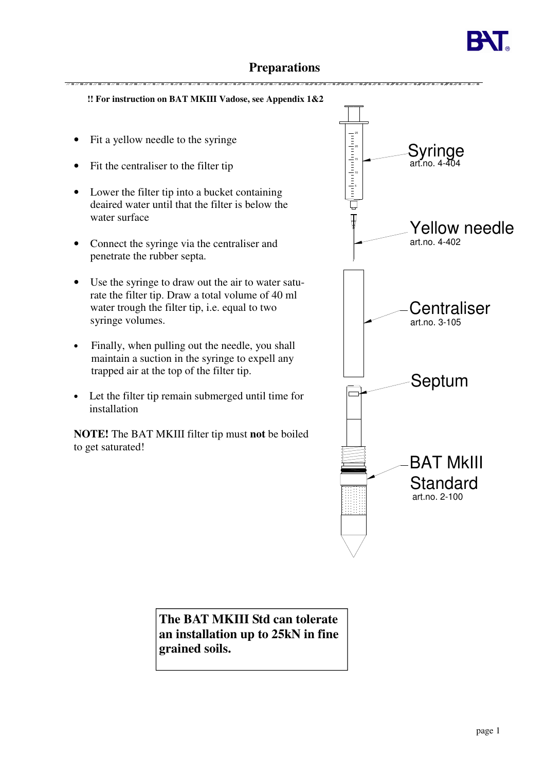# Preparations

**!! For instruction on BAT MKIII Vadose, see Appendix 1&2**

- Fit a yellow needle to the syringe
- Fit the centraliser to the filter tip
- Lower the filter tip into a bucket containing deaired water until that the filter is below the water surface
- Connect the syringe via the centraliser and penetrate the rubber septa.
- Use the syringe to draw out the air to water saturate the filter tip. Draw a total volume of 40 ml water trough the filter tip, i.e. equal to two syringe volumes.
- Finally, when pulling out the needle, you shall maintain a suction in the syringe to expell any trapped air at the top of the filter tip.
- Let the filter tip remain submerged until time for installation

**NOTE!** The BAT MKIII filter tip must **not** be boiled to get saturated!

Syringe
art.no. 4-404

Yellow needle
art.no. 4-402

Centraliser
art.no. 3-105

Septum

BAT MkIII Standard
art.no. 2-100

**The BAT MKIII Std can tolerate an installation up to 25kN in fine grained soils.**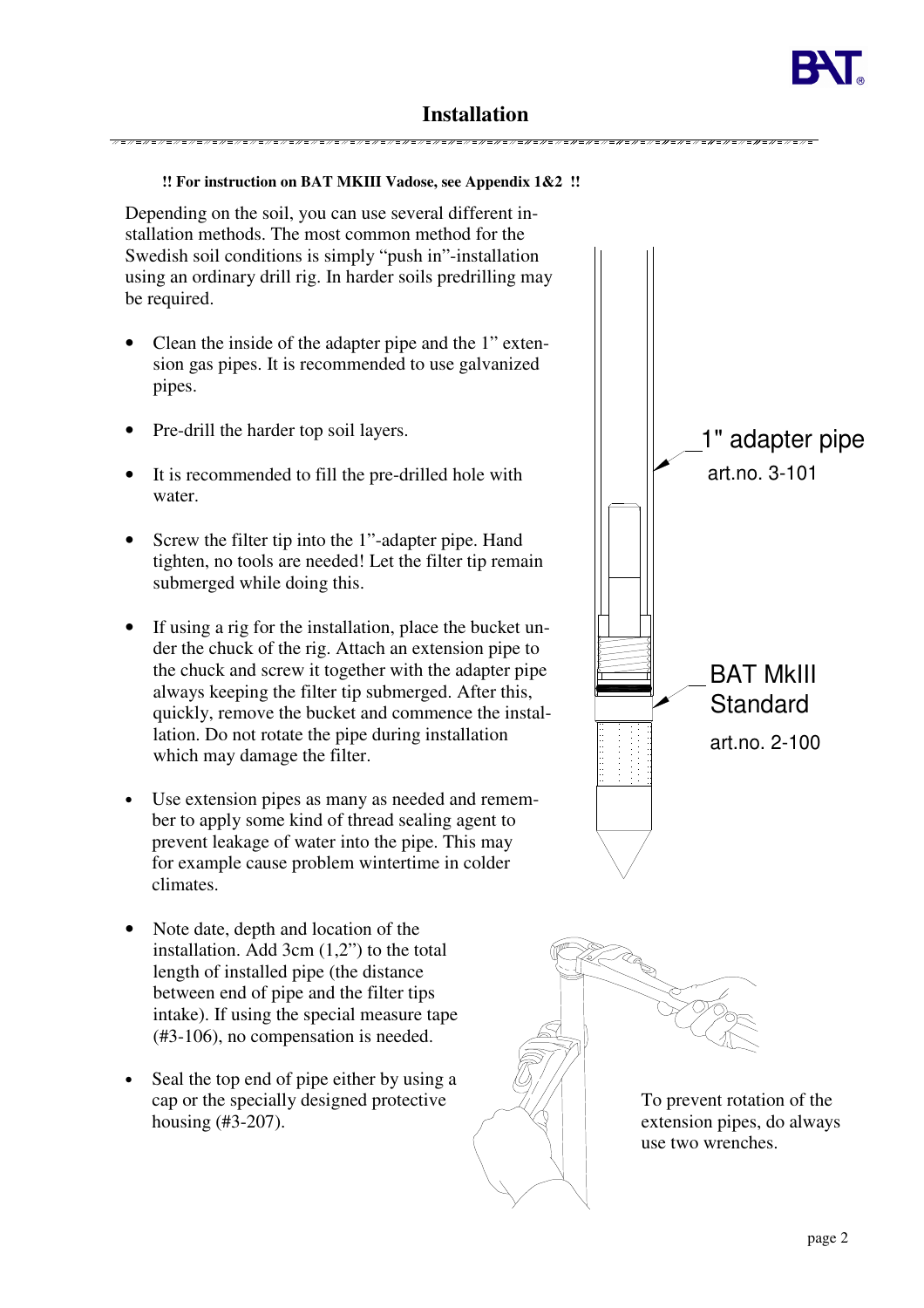# Installation

**!! For instruction on BAT MKIII Vadose, see Appendix 1&2 !!**

Depending on the soil, you can use several different installation methods. The most common method for the Swedish soil conditions is simply "push in"-installation using an ordinary drill rig. In harder soils predrilling may be required.

- Clean the inside of the adapter pipe and the 1" extension gas pipes. It is recommended to use galvanized pipes.
- Pre-drill the harder top soil layers.
- It is recommended to fill the pre-drilled hole with water.
- Screw the filter tip into the 1"-adapter pipe. Hand tighten, no tools are needed! Let the filter tip remain submerged while doing this.
- If using a rig for the installation, place the bucket under the chuck of the rig. Attach an extension pipe to the chuck and screw it together with the adapter pipe always keeping the filter tip submerged. After this, quickly, remove the bucket and commence the installation. Do not rotate the pipe during installation which may damage the filter.
- Use extension pipes as many as needed and remember to apply some kind of thread sealing agent to prevent leakage of water into the pipe. This may for example cause problem wintertime in colder climates.
- Note date, depth and location of the installation. Add 3cm (1,2") to the total length of installed pipe (the distance between end of pipe and the filter tips intake). If using the special measure tape (#3-106), no compensation is needed.
- Seal the top end of pipe either by using a cap or the specially designed protective housing (#3-207).

1" adapter pipe
art.no. 3-101

BAT MkIII Standard
art.no. 2-100

To prevent rotation of the extension pipes, do always use two wrenches.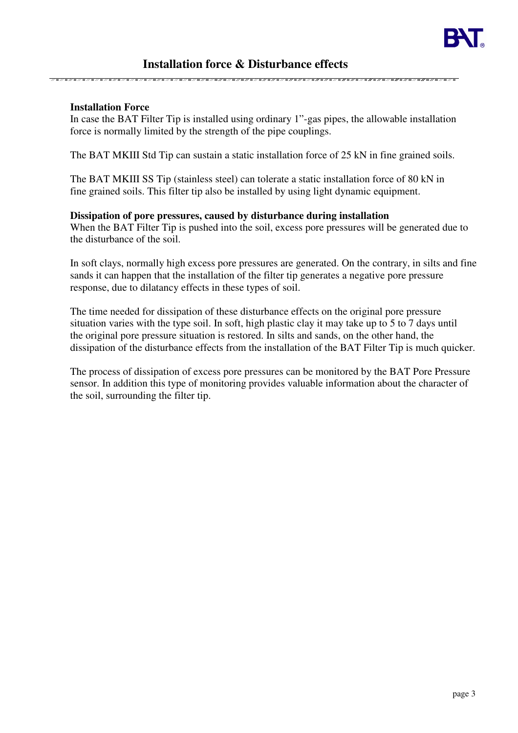# Installation force & Disturbance effects

**Installation Force**

In case the BAT Filter Tip is installed using ordinary 1"-gas pipes, the allowable installation force is normally limited by the strength of the pipe couplings.

The BAT MKIII Std Tip can sustain a static installation force of 25 kN in fine grained soils.

The BAT MKIII SS Tip (stainless steel) can tolerate a static installation force of 80 kN in fine grained soils. This filter tip also be installed by using light dynamic equipment.

**Dissipation of pore pressures, caused by disturbance during installation**

When the BAT Filter Tip is pushed into the soil, excess pore pressures will be generated due to the disturbance of the soil.

In soft clays, normally high excess pore pressures are generated. On the contrary, in silts and fine sands it can happen that the installation of the filter tip generates a negative pore pressure response, due to dilatancy effects in these types of soil.

The time needed for dissipation of these disturbance effects on the original pore pressure situation varies with the type soil. In soft, high plastic clay it may take up to 5 to 7 days until the original pore pressure situation is restored. In silts and sands, on the other hand, the dissipation of the disturbance effects from the installation of the BAT Filter Tip is much quicker.

The process of dissipation of excess pore pressures can be monitored by the BAT Pore Pressure sensor. In addition this type of monitoring provides valuable information about the character of the soil, surrounding the filter tip.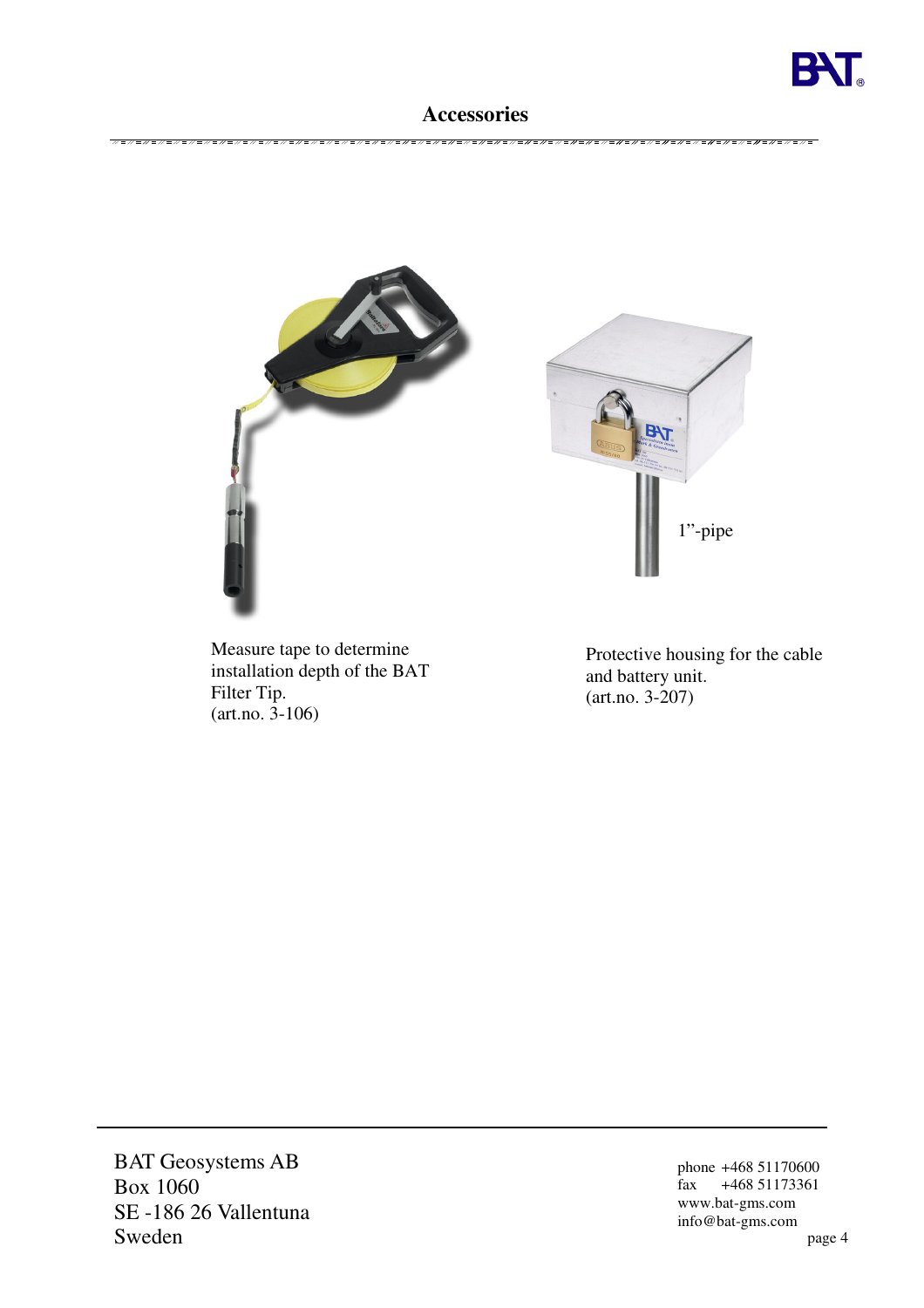## Accessories

1"-pipe

Measure tape to determine installation depth of the BAT Filter Tip.
(art.no. 3-106)

Protective housing for the cable and battery unit.
(art.no. 3-207)

BAT Geosystems AB
Box 1060
SE -186 26 Vallentuna
Sweden

phone +468 51170600
fax +468 51173361
www.bat-gms.com
info@bat-gms.com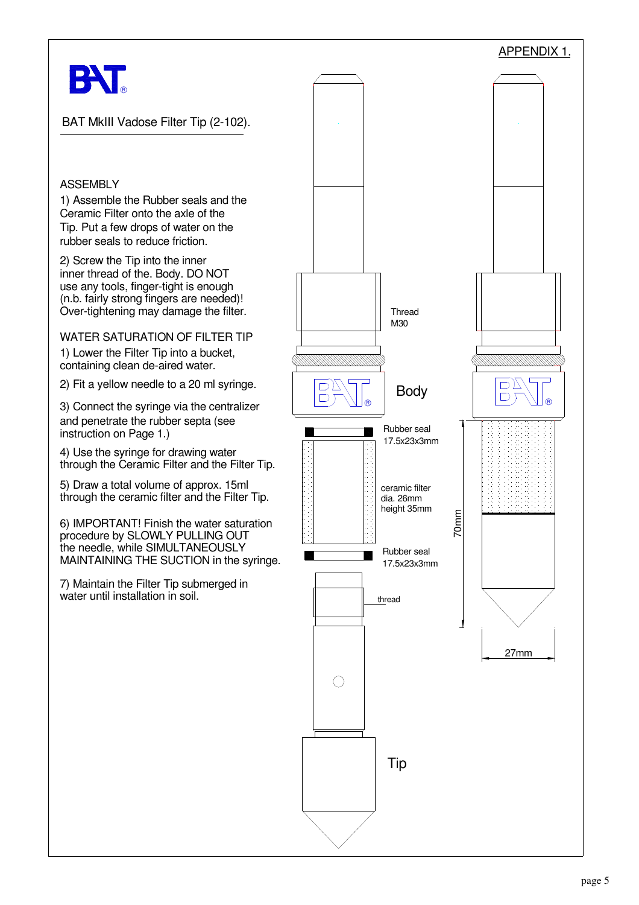APPENDIX 1.

BAT MkIII Vadose Filter Tip (2-102).

ASSEMBLY

1) Assemble the Rubber seals and the Ceramic Filter onto the axle of the Tip. Put a few drops of water on the rubber seals to reduce friction.

2) Screw the Tip into the inner inner thread of the. Body. DO NOT use any tools, finger-tight is enough (n.b. fairly strong fingers are needed)! Over-tightening may damage the filter.

WATER SATURATION OF FILTER TIP

1) Lower the Filter Tip into a bucket, containing clean de-aired water.

2) Fit a yellow needle to a 20 ml syringe.

3) Connect the syringe via the centralizer and penetrate the rubber septa (see instruction on Page 1.)

4) Use the syringe for drawing water through the Ceramic Filter and the Filter Tip.

5) Draw a total volume of approx. 15ml through the ceramic filter and the Filter Tip.

6) IMPORTANT! Finish the water saturation procedure by SLOWLY PULLING OUT the needle, while SIMULTANEOUSLY MAINTAINING THE SUCTION in the syringe.

7) Maintain the Filter Tip submerged in water until installation in soil.

Thread M30

Body

Rubber seal 17.5x23x3mm

ceramic filter dia. 26mm height 35mm

Rubber seal 17.5x23x3mm

thread

Tip

70mm

27mm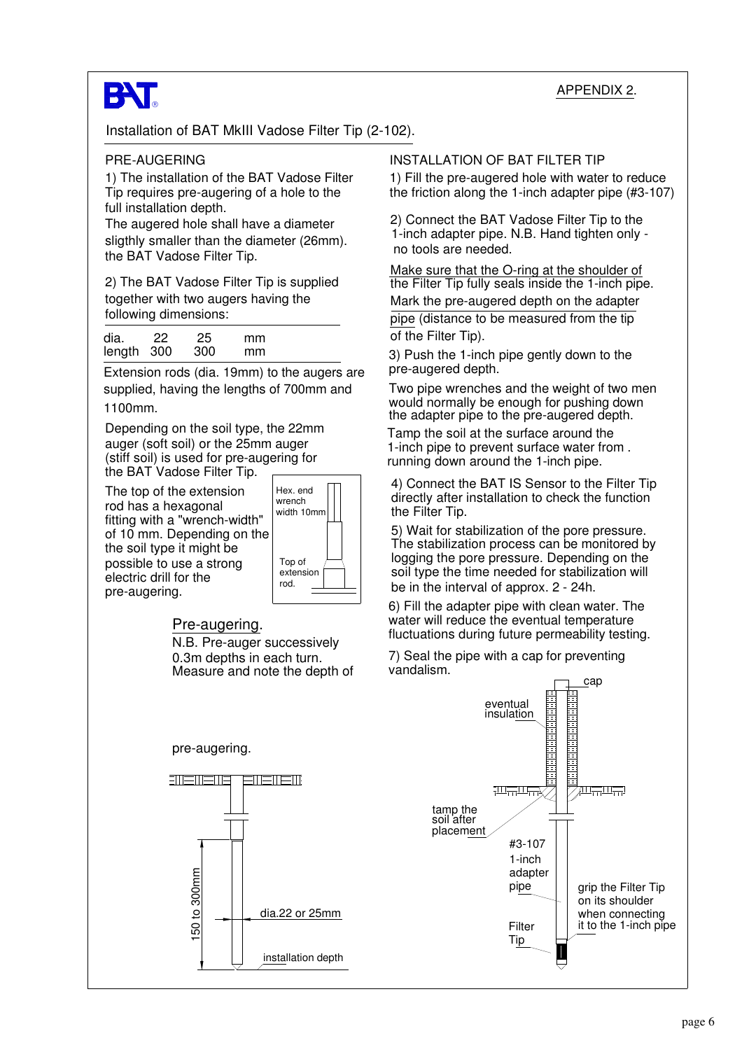APPENDIX 2.

## Installation of BAT MkIII Vadose Filter Tip (2-102).

### PRE-AUGERING

1) The installation of the BAT Vadose Filter Tip requires pre-augering of a hole to the full installation depth.
The augered hole shall have a diameter sligthly smaller than the diameter (26mm). the BAT Vadose Filter Tip.

2) The BAT Vadose Filter Tip is supplied together with two augers having the following dimensions:

| | | | |
|---|---|---|---|
| dia. | 22 | 25 | mm |
| length | 300 | 300 | mm |

Extension rods (dia. 19mm) to the augers are supplied, having the lengths of 700mm and 1100mm.

Depending on the soil type, the 22mm auger (soft soil) or the 25mm auger (stiff soil) is used for pre-augering for the BAT Vadose Filter Tip.

The top of the extension rod has a hexagonal fitting with a "wrench-width" of 10 mm. Depending on the the soil type it might be possible to use a strong electric drill for the pre-augering.

Hex. end wrench width 10mm

Top of extension rod.

### Pre-augering.

N.B. Pre-auger successively 0.3m depths in each turn. Measure and note the depth of pre-augering.

150 to 300mm

dia.22 or 25mm

installation depth

### INSTALLATION OF BAT FILTER TIP

1) Fill the pre-augered hole with water to reduce the friction along the 1-inch adapter pipe (#3-107)

2) Connect the BAT Vadose Filter Tip to the 1-inch adapter pipe. N.B. Hand tighten only - no tools are needed.

Make sure that the O-ring at the shoulder of the Filter Tip fully seals inside the 1-inch pipe.
Mark the pre-augered depth on the adapter pipe (distance to be measured from the tip of the Filter Tip).

3) Push the 1-inch pipe gently down to the pre-augered depth.

Two pipe wrenches and the weight of two men would normally be enough for pushing down the adapter pipe to the pre-augered depth.
Tamp the soil at the surface around the 1-inch pipe to prevent surface water from . running down around the 1-inch pipe.

4) Connect the BAT IS Sensor to the Filter Tip directly after installation to check the function the Filter Tip.

5) Wait for stabilization of the pore pressure. The stabilization process can be monitored by logging the pore pressure. Depending on the soil type the time needed for stabilization will be in the interval of approx. 2 - 24h.

6) Fill the adapter pipe with clean water. The water will reduce the eventual temperature fluctuations during future permeability testing.

7) Seal the pipe with a cap for preventing vandalism.

cap

eventual insulation

tamp the soil after placement

#3-107 1-inch adapter pipe

grip the Filter Tip on its shoulder when connecting it to the 1-inch pipe

Filter Tip